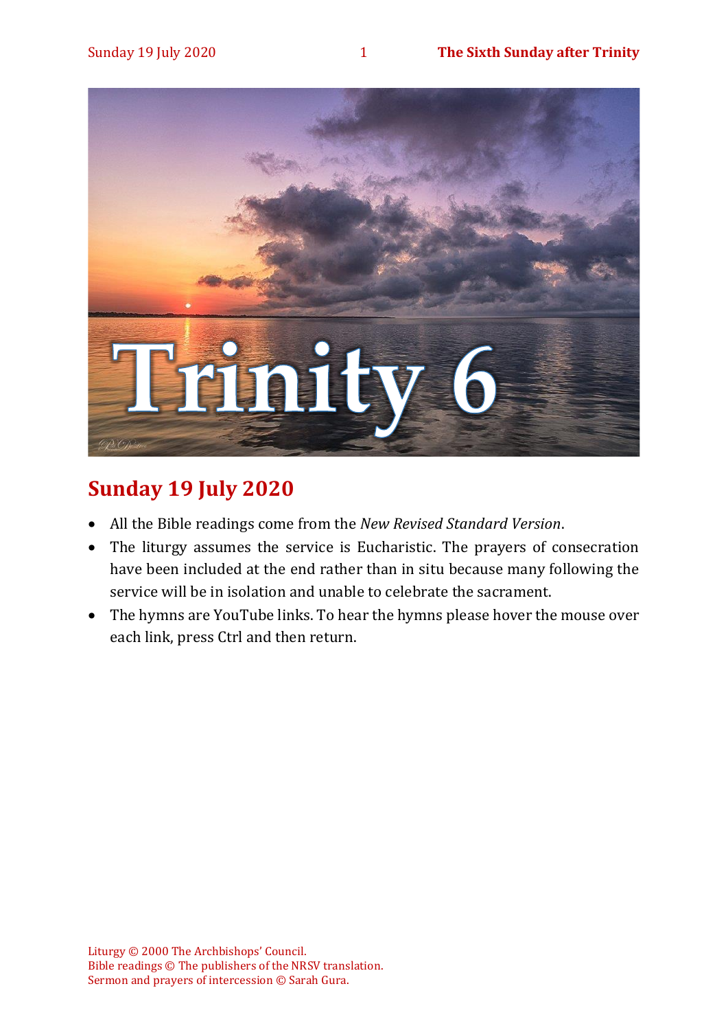# Trinity 6

## Sunday 19 July 2020

- All the Bible readings come from the *New Revised Standard Version*.
- The liturgy assumes the service is Eucharistic. The prayers of consecration have been included at the end rather than in situ because many following the service will be in isolation and unable to celebrate the sacrament.
- The hymns are YouTube links. To hear the hymns please hover the mouse over each link, press Ctrl and then return.

Liturgy © 2000 The Archbishops' Council.
Bible readings © The publishers of the NRSV translation.
Sermon and prayers of intercession © Sarah Gura.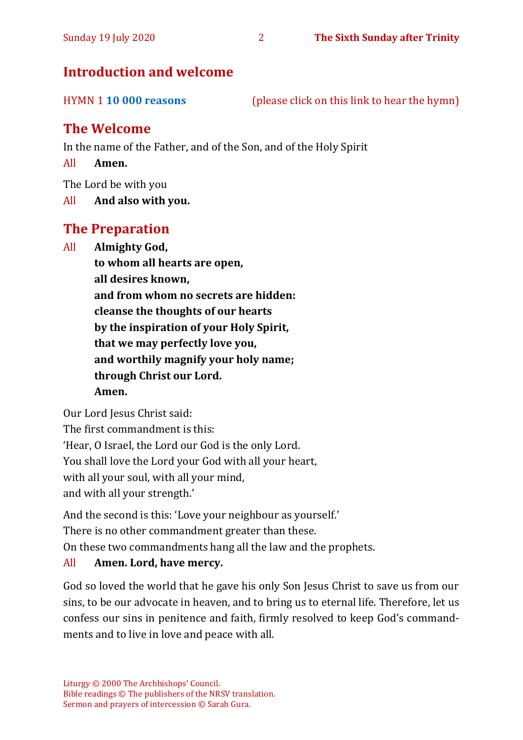## Introduction and welcome

HYMN 1 **10 000 reasons** (please click on this link to hear the hymn)

## The Welcome

In the name of the Father, and of the Son, and of the Holy Spirit

All **Amen.**

The Lord be with you

All **And also with you.**

## The Preparation

All **Almighty God,**
**to whom all hearts are open,**
**all desires known,**
**and from whom no secrets are hidden:**
**cleanse the thoughts of our hearts**
**by the inspiration of your Holy Spirit,**
**that we may perfectly love you,**
**and worthily magnify your holy name;**
**through Christ our Lord.**
**Amen.**

Our Lord Jesus Christ said:
The first commandment is this:
'Hear, O Israel, the Lord our God is the only Lord.
You shall love the Lord your God with all your heart,
with all your soul, with all your mind,
and with all your strength.'

And the second is this: 'Love your neighbour as yourself.'
There is no other commandment greater than these.
On these two commandments hang all the law and the prophets.

All **Amen. Lord, have mercy.**

God so loved the world that he gave his only Son Jesus Christ to save us from our sins, to be our advocate in heaven, and to bring us to eternal life. Therefore, let us confess our sins in penitence and faith, firmly resolved to keep God's commandments and to live in love and peace with all.

Liturgy © 2000 The Archbishops' Council.
Bible readings © The publishers of the NRSV translation.
Sermon and prayers of intercession © Sarah Gura.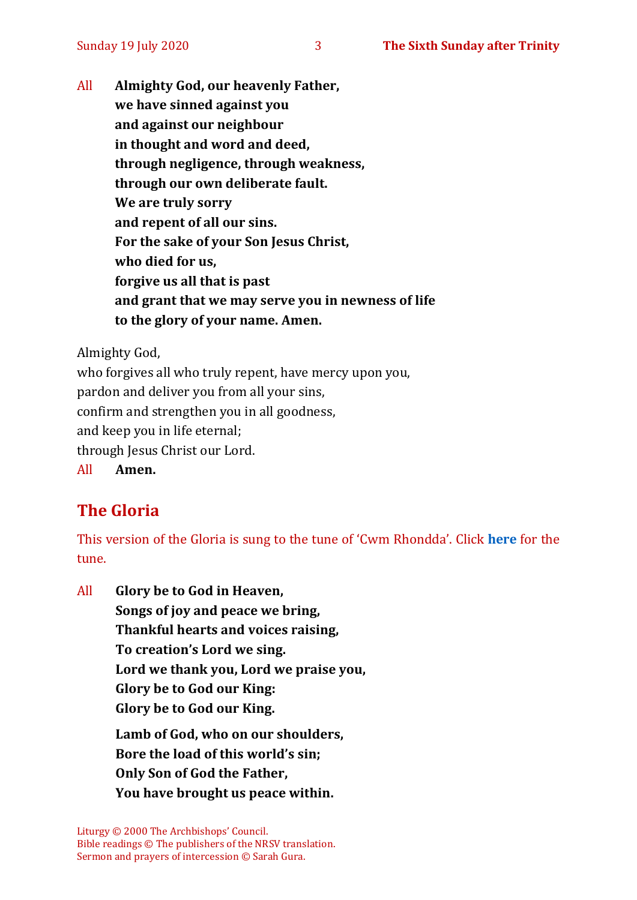All **Almighty God, our heavenly Father,**
**we have sinned against you**
**and against our neighbour**
**in thought and word and deed,**
**through negligence, through weakness,**
**through our own deliberate fault.**
**We are truly sorry**
**and repent of all our sins.**
**For the sake of your Son Jesus Christ,**
**who died for us,**
**forgive us all that is past**
**and grant that we may serve you in newness of life**
**to the glory of your name. Amen.**

Almighty God,
who forgives all who truly repent, have mercy upon you,
pardon and deliver you from all your sins,
confirm and strengthen you in all goodness,
and keep you in life eternal;
through Jesus Christ our Lord.
All **Amen.**

## The Gloria

This version of the Gloria is sung to the tune of 'Cwm Rhondda'. Click **here** for the tune.

All **Glory be to God in Heaven,**
**Songs of joy and peace we bring,**
**Thankful hearts and voices raising,**
**To creation's Lord we sing.**
**Lord we thank you, Lord we praise you,**
**Glory be to God our King:**
**Glory be to God our King.**

**Lamb of God, who on our shoulders,**
**Bore the load of this world's sin;**
**Only Son of God the Father,**
**You have brought us peace within.**

Liturgy © 2000 The Archbishops' Council.
Bible readings © The publishers of the NRSV translation.
Sermon and prayers of intercession © Sarah Gura.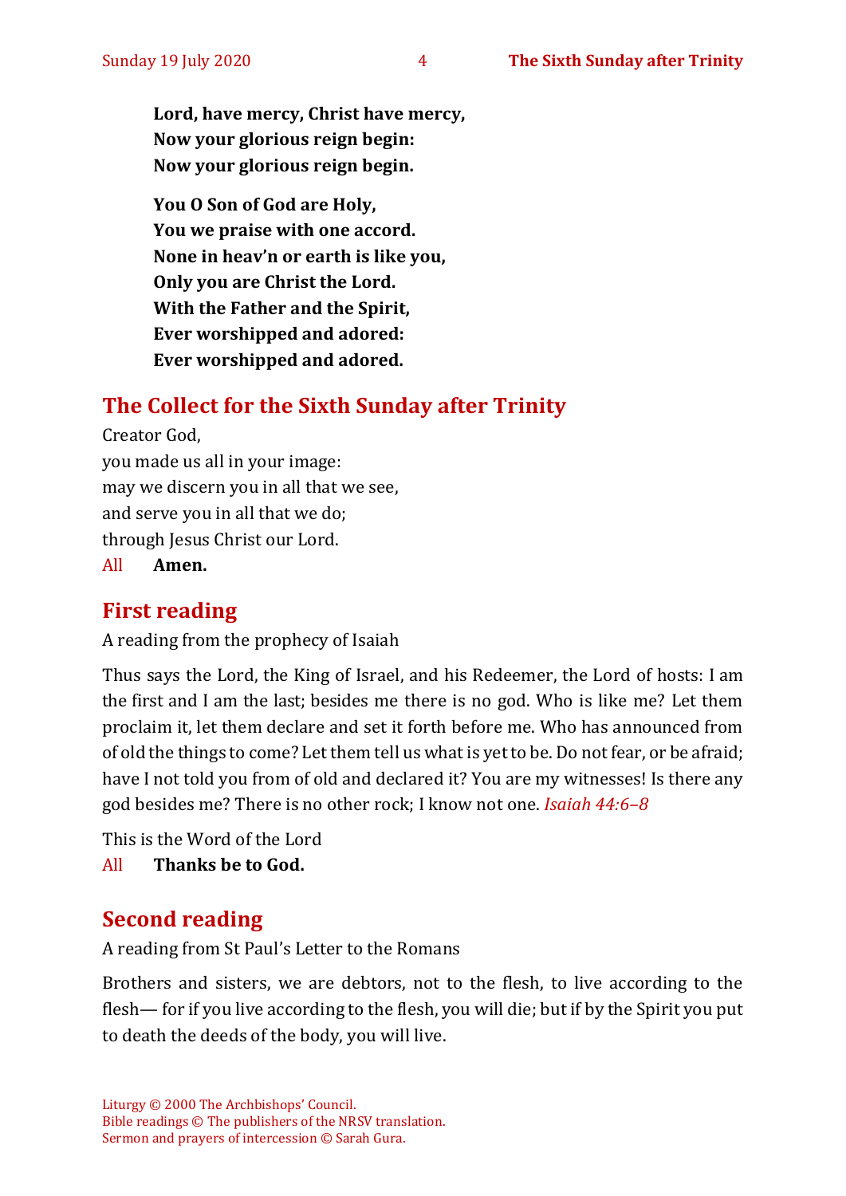**Lord, have mercy, Christ have mercy,**
**Now your glorious reign begin:**
**Now your glorious reign begin.**

**You O Son of God are Holy,**
**You we praise with one accord.**
**None in heav'n or earth is like you,**
**Only you are Christ the Lord.**
**With the Father and the Spirit,**
**Ever worshipped and adored:**
**Ever worshipped and adored.**

## The Collect for the Sixth Sunday after Trinity

Creator God,
you made us all in your image:
may we discern you in all that we see,
and serve you in all that we do;
through Jesus Christ our Lord.

All **Amen.**

## First reading

A reading from the prophecy of Isaiah

Thus says the Lord, the King of Israel, and his Redeemer, the Lord of hosts: I am the first and I am the last; besides me there is no god. Who is like me? Let them proclaim it, let them declare and set it forth before me. Who has announced from of old the things to come? Let them tell us what is yet to be. Do not fear, or be afraid; have I not told you from of old and declared it? You are my witnesses! Is there any god besides me? There is no other rock; I know not one. *Isaiah 44:6–8*

This is the Word of the Lord

All **Thanks be to God.**

## Second reading

A reading from St Paul's Letter to the Romans

Brothers and sisters, we are debtors, not to the flesh, to live according to the flesh— for if you live according to the flesh, you will die; but if by the Spirit you put to death the deeds of the body, you will live.

Liturgy © 2000 The Archbishops' Council.
Bible readings © The publishers of the NRSV translation.
Sermon and prayers of intercession © Sarah Gura.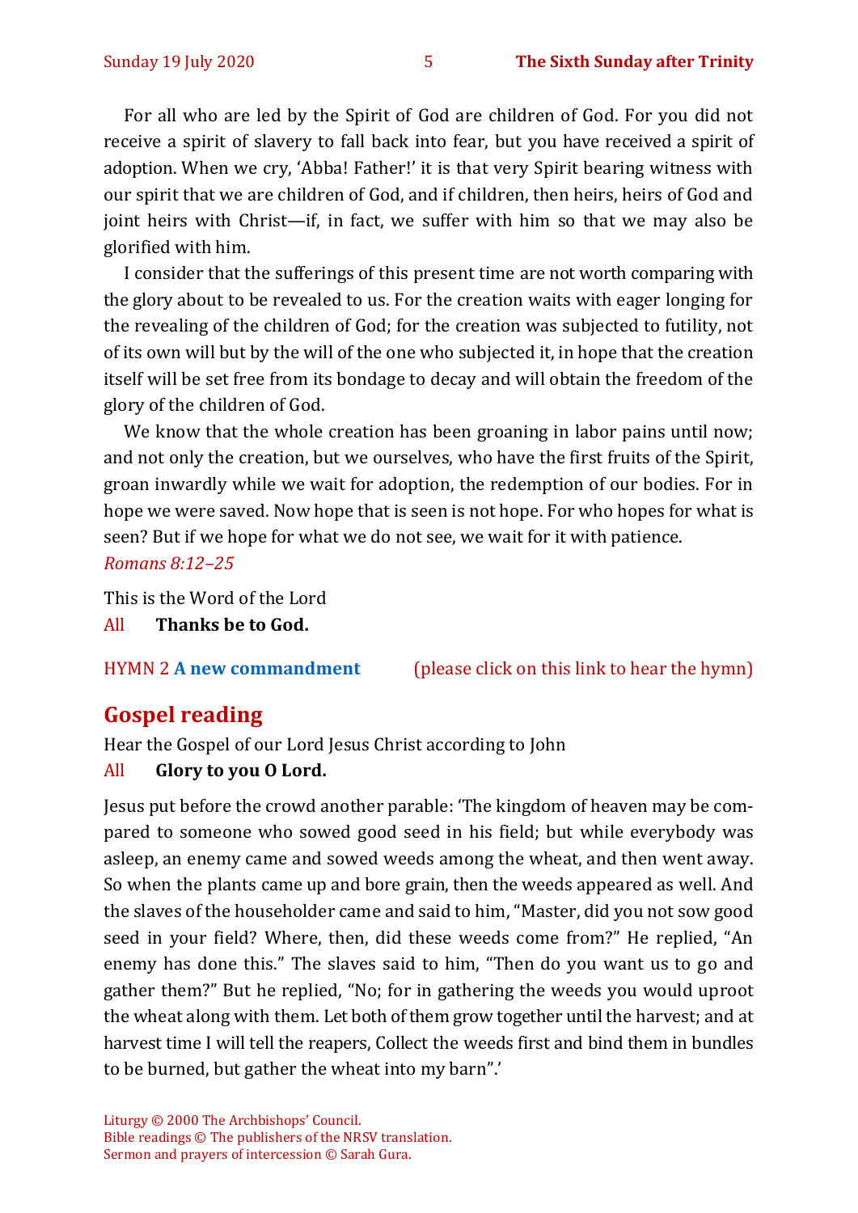For all who are led by the Spirit of God are children of God. For you did not receive a spirit of slavery to fall back into fear, but you have received a spirit of adoption. When we cry, 'Abba! Father!' it is that very Spirit bearing witness with our spirit that we are children of God, and if children, then heirs, heirs of God and joint heirs with Christ—if, in fact, we suffer with him so that we may also be glorified with him.

I consider that the sufferings of this present time are not worth comparing with the glory about to be revealed to us. For the creation waits with eager longing for the revealing of the children of God; for the creation was subjected to futility, not of its own will but by the will of the one who subjected it, in hope that the creation itself will be set free from its bondage to decay and will obtain the freedom of the glory of the children of God.

We know that the whole creation has been groaning in labor pains until now; and not only the creation, but we ourselves, who have the first fruits of the Spirit, groan inwardly while we wait for adoption, the redemption of our bodies. For in hope we were saved. Now hope that is seen is not hope. For who hopes for what is seen? But if we hope for what we do not see, we wait for it with patience.

*Romans 8:12–25*

This is the Word of the Lord

All **Thanks be to God.**

HYMN 2 **A new commandment** (please click on this link to hear the hymn)

## Gospel reading

Hear the Gospel of our Lord Jesus Christ according to John

All **Glory to you O Lord.**

Jesus put before the crowd another parable: 'The kingdom of heaven may be compared to someone who sowed good seed in his field; but while everybody was asleep, an enemy came and sowed weeds among the wheat, and then went away. So when the plants came up and bore grain, then the weeds appeared as well. And the slaves of the householder came and said to him, "Master, did you not sow good seed in your field? Where, then, did these weeds come from?" He replied, "An enemy has done this." The slaves said to him, "Then do you want us to go and gather them?" But he replied, "No; for in gathering the weeds you would uproot the wheat along with them. Let both of them grow together until the harvest; and at harvest time I will tell the reapers, Collect the weeds first and bind them in bundles to be burned, but gather the wheat into my barn".'

Liturgy © 2000 The Archbishops' Council.
Bible readings © The publishers of the NRSV translation.
Sermon and prayers of intercession © Sarah Gura.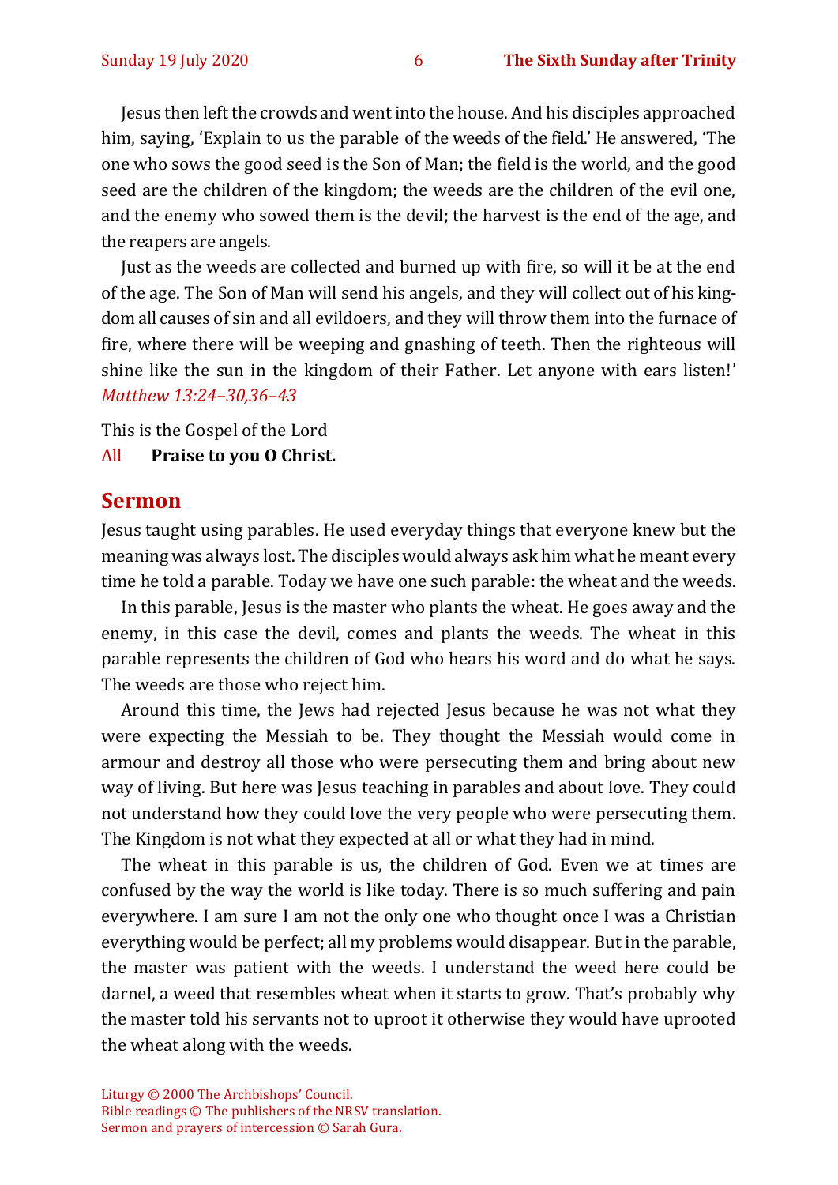Jesus then left the crowds and went into the house. And his disciples approached him, saying, 'Explain to us the parable of the weeds of the field.' He answered, 'The one who sows the good seed is the Son of Man; the field is the world, and the good seed are the children of the kingdom; the weeds are the children of the evil one, and the enemy who sowed them is the devil; the harvest is the end of the age, and the reapers are angels.

Just as the weeds are collected and burned up with fire, so will it be at the end of the age. The Son of Man will send his angels, and they will collect out of his kingdom all causes of sin and all evildoers, and they will throw them into the furnace of fire, where there will be weeping and gnashing of teeth. Then the righteous will shine like the sun in the kingdom of their Father. Let anyone with ears listen!' *Matthew 13:24–30,36–43*

This is the Gospel of the Lord
All **Praise to you O Christ.**

## Sermon

Jesus taught using parables. He used everyday things that everyone knew but the meaning was always lost. The disciples would always ask him what he meant every time he told a parable. Today we have one such parable: the wheat and the weeds.

In this parable, Jesus is the master who plants the wheat. He goes away and the enemy, in this case the devil, comes and plants the weeds. The wheat in this parable represents the children of God who hears his word and do what he says. The weeds are those who reject him.

Around this time, the Jews had rejected Jesus because he was not what they were expecting the Messiah to be. They thought the Messiah would come in armour and destroy all those who were persecuting them and bring about new way of living. But here was Jesus teaching in parables and about love. They could not understand how they could love the very people who were persecuting them. The Kingdom is not what they expected at all or what they had in mind.

The wheat in this parable is us, the children of God. Even we at times are confused by the way the world is like today. There is so much suffering and pain everywhere. I am sure I am not the only one who thought once I was a Christian everything would be perfect; all my problems would disappear. But in the parable, the master was patient with the weeds. I understand the weed here could be darnel, a weed that resembles wheat when it starts to grow. That's probably why the master told his servants not to uproot it otherwise they would have uprooted the wheat along with the weeds.

Liturgy © 2000 The Archbishops' Council.
Bible readings © The publishers of the NRSV translation.
Sermon and prayers of intercession © Sarah Gura.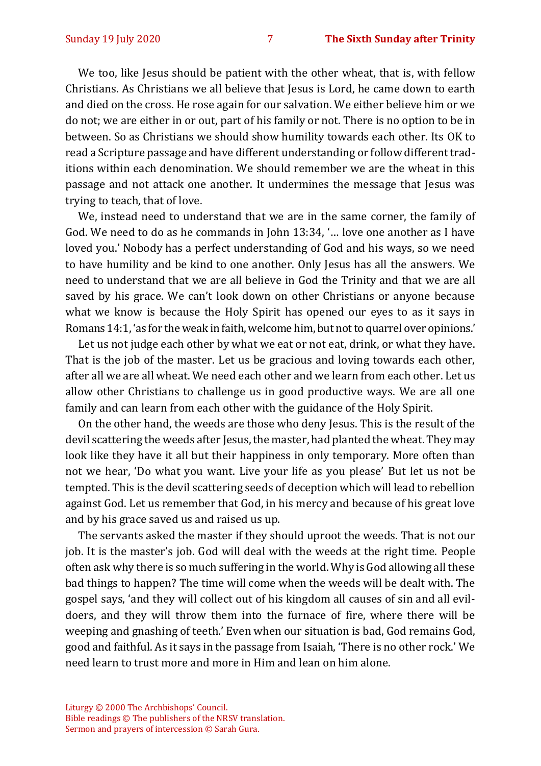We too, like Jesus should be patient with the other wheat, that is, with fellow Christians. As Christians we all believe that Jesus is Lord, he came down to earth and died on the cross. He rose again for our salvation. We either believe him or we do not; we are either in or out, part of his family or not. There is no option to be in between. So as Christians we should show humility towards each other. Its OK to read a Scripture passage and have different understanding or follow different traditions within each denomination. We should remember we are the wheat in this passage and not attack one another. It undermines the message that Jesus was trying to teach, that of love.

We, instead need to understand that we are in the same corner, the family of God. We need to do as he commands in John 13:34, '… love one another as I have loved you.' Nobody has a perfect understanding of God and his ways, so we need to have humility and be kind to one another. Only Jesus has all the answers. We need to understand that we are all believe in God the Trinity and that we are all saved by his grace. We can't look down on other Christians or anyone because what we know is because the Holy Spirit has opened our eyes to as it says in Romans 14:1, 'as for the weak in faith, welcome him, but not to quarrel over opinions.'

Let us not judge each other by what we eat or not eat, drink, or what they have. That is the job of the master. Let us be gracious and loving towards each other, after all we are all wheat. We need each other and we learn from each other. Let us allow other Christians to challenge us in good productive ways. We are all one family and can learn from each other with the guidance of the Holy Spirit.

On the other hand, the weeds are those who deny Jesus. This is the result of the devil scattering the weeds after Jesus, the master, had planted the wheat. They may look like they have it all but their happiness in only temporary. More often than not we hear, 'Do what you want. Live your life as you please' But let us not be tempted. This is the devil scattering seeds of deception which will lead to rebellion against God. Let us remember that God, in his mercy and because of his great love and by his grace saved us and raised us up.

The servants asked the master if they should uproot the weeds. That is not our job. It is the master's job. God will deal with the weeds at the right time. People often ask why there is so much suffering in the world. Why is God allowing all these bad things to happen? The time will come when the weeds will be dealt with. The gospel says, 'and they will collect out of his kingdom all causes of sin and all evildoers, and they will throw them into the furnace of fire, where there will be weeping and gnashing of teeth.' Even when our situation is bad, God remains God, good and faithful. As it says in the passage from Isaiah, 'There is no other rock.' We need learn to trust more and more in Him and lean on him alone.

Liturgy © 2000 The Archbishops' Council.
Bible readings © The publishers of the NRSV translation.
Sermon and prayers of intercession © Sarah Gura.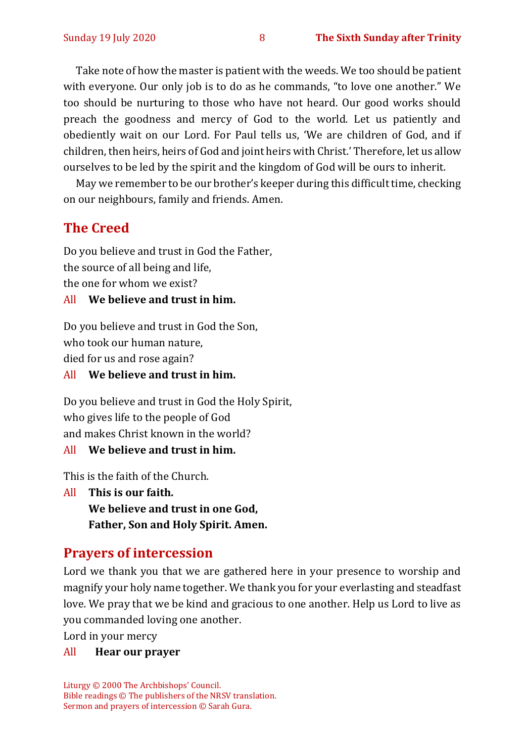Take note of how the master is patient with the weeds. We too should be patient with everyone. Our only job is to do as he commands, "to love one another." We too should be nurturing to those who have not heard. Our good works should preach the goodness and mercy of God to the world. Let us patiently and obediently wait on our Lord. For Paul tells us, 'We are children of God, and if children, then heirs, heirs of God and joint heirs with Christ.' Therefore, let us allow ourselves to be led by the spirit and the kingdom of God will be ours to inherit.

May we remember to be our brother's keeper during this difficult time, checking on our neighbours, family and friends. Amen.

## The Creed

Do you believe and trust in God the Father,
the source of all being and life,
the one for whom we exist?

All **We believe and trust in him.**

Do you believe and trust in God the Son,
who took our human nature,
died for us and rose again?

All **We believe and trust in him.**

Do you believe and trust in God the Holy Spirit,
who gives life to the people of God
and makes Christ known in the world?

All **We believe and trust in him.**

This is the faith of the Church.

All **This is our faith.**
**We believe and trust in one God,**
**Father, Son and Holy Spirit. Amen.**

## Prayers of intercession

Lord we thank you that we are gathered here in your presence to worship and magnify your holy name together. We thank you for your everlasting and steadfast love. We pray that we be kind and gracious to one another. Help us Lord to live as you commanded loving one another.

Lord in your mercy

All **Hear our prayer**

Liturgy © 2000 The Archbishops' Council.
Bible readings © The publishers of the NRSV translation.
Sermon and prayers of intercession © Sarah Gura.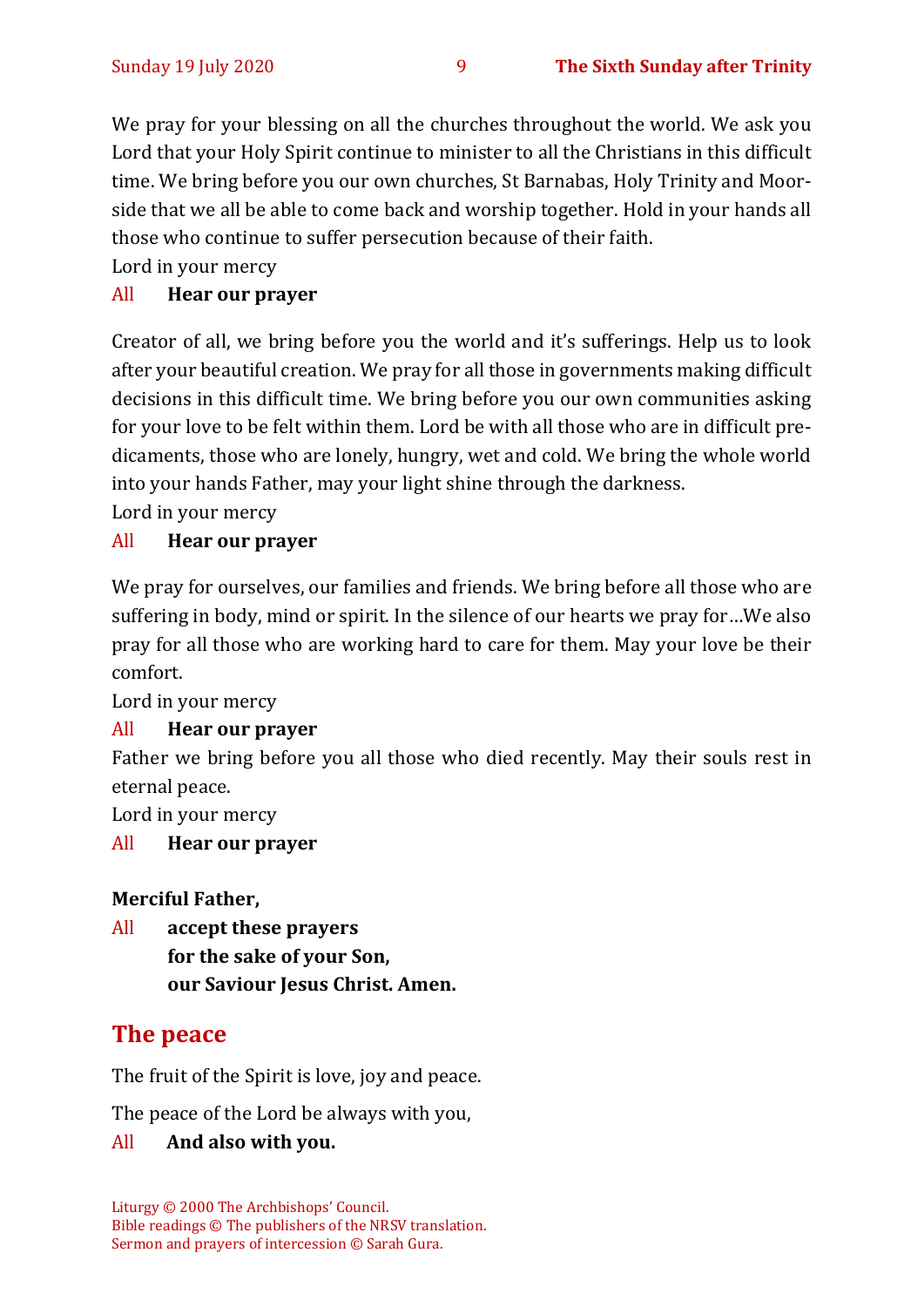We pray for your blessing on all the churches throughout the world. We ask you Lord that your Holy Spirit continue to minister to all the Christians in this difficult time. We bring before you our own churches, St Barnabas, Holy Trinity and Moorside that we all be able to come back and worship together. Hold in your hands all those who continue to suffer persecution because of their faith.

Lord in your mercy

All **Hear our prayer**

Creator of all, we bring before you the world and it's sufferings. Help us to look after your beautiful creation. We pray for all those in governments making difficult decisions in this difficult time. We bring before you our own communities asking for your love to be felt within them. Lord be with all those who are in difficult predicaments, those who are lonely, hungry, wet and cold. We bring the whole world into your hands Father, may your light shine through the darkness.

Lord in your mercy

All **Hear our prayer**

We pray for ourselves, our families and friends. We bring before all those who are suffering in body, mind or spirit. In the silence of our hearts we pray for…We also pray for all those who are working hard to care for them. May your love be their comfort.

Lord in your mercy

All **Hear our prayer**

Father we bring before you all those who died recently. May their souls rest in eternal peace.

Lord in your mercy

All **Hear our prayer**

**Merciful Father,**

All **accept these prayers**
**for the sake of your Son,**
**our Saviour Jesus Christ. Amen.**

## The peace

The fruit of the Spirit is love, joy and peace.

The peace of the Lord be always with you,

All **And also with you.**

Liturgy © 2000 The Archbishops' Council.
Bible readings © The publishers of the NRSV translation.
Sermon and prayers of intercession © Sarah Gura.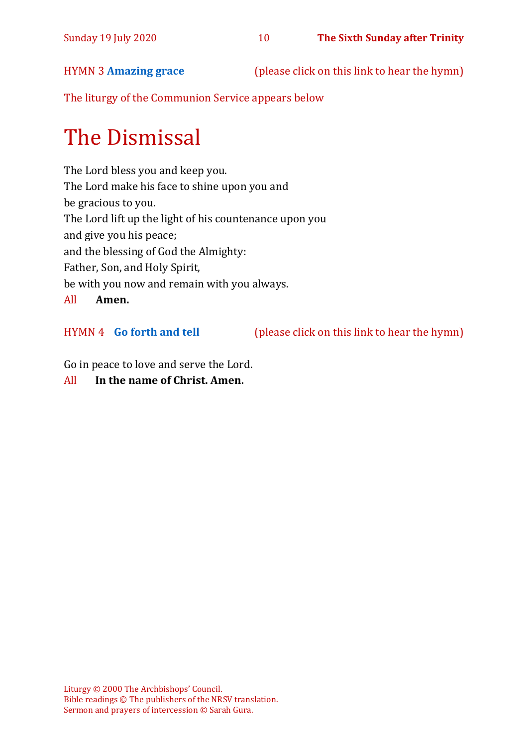HYMN 3 **Amazing grace** (please click on this link to hear the hymn)

The liturgy of the Communion Service appears below

# The Dismissal

The Lord bless you and keep you.
The Lord make his face to shine upon you and
be gracious to you.
The Lord lift up the light of his countenance upon you
and give you his peace;
and the blessing of God the Almighty:
Father, Son, and Holy Spirit,
be with you now and remain with you always.

All **Amen.**

HYMN 4 **Go forth and tell** (please click on this link to hear the hymn)

Go in peace to love and serve the Lord.

All **In the name of Christ. Amen.**

Liturgy © 2000 The Archbishops' Council.
Bible readings © The publishers of the NRSV translation.
Sermon and prayers of intercession © Sarah Gura.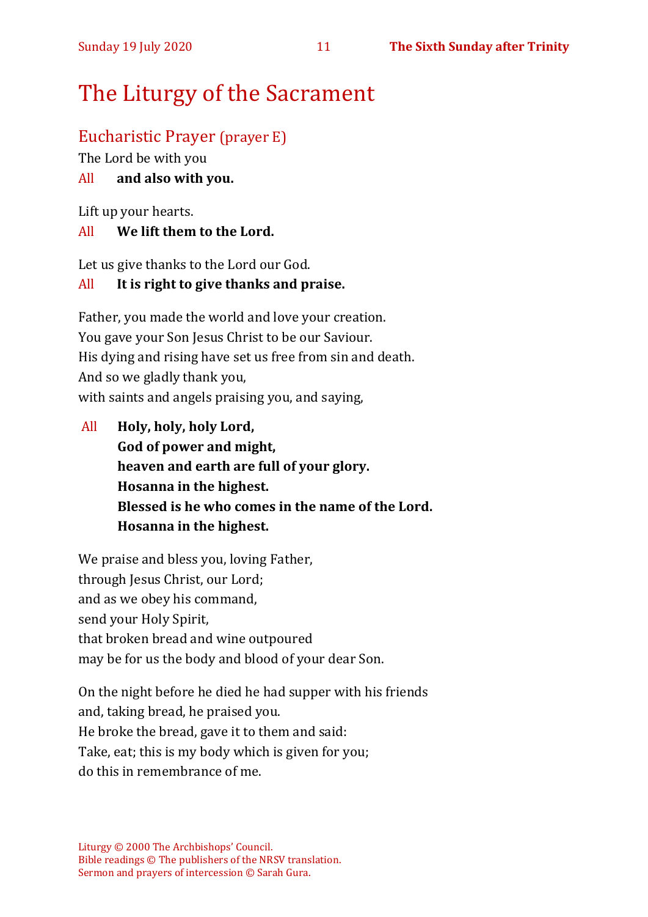# The Liturgy of the Sacrament

## Eucharistic Prayer (prayer E)

The Lord be with you

All **and also with you.**

Lift up your hearts.

All **We lift them to the Lord.**

Let us give thanks to the Lord our God.

All **It is right to give thanks and praise.**

Father, you made the world and love your creation.  
You gave your Son Jesus Christ to be our Saviour.  
His dying and rising have set us free from sin and death.  
And so we gladly thank you,  
with saints and angels praising you, and saying,

All **Holy, holy, holy Lord,**  
**God of power and might,**  
**heaven and earth are full of your glory.**  
**Hosanna in the highest.**  
**Blessed is he who comes in the name of the Lord.**  
**Hosanna in the highest.**

We praise and bless you, loving Father,  
through Jesus Christ, our Lord;  
and as we obey his command,  
send your Holy Spirit,  
that broken bread and wine outpoured  
may be for us the body and blood of your dear Son.

On the night before he died he had supper with his friends  
and, taking bread, he praised you.  
He broke the bread, gave it to them and said:  
Take, eat; this is my body which is given for you;  
do this in remembrance of me.

Liturgy © 2000 The Archbishops' Council.  
Bible readings © The publishers of the NRSV translation.  
Sermon and prayers of intercession © Sarah Gura.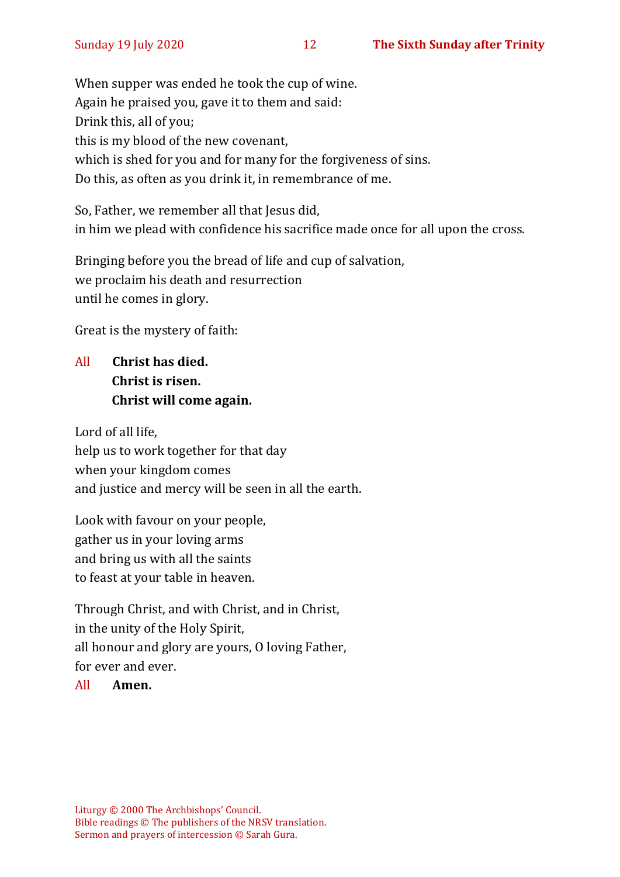When supper was ended he took the cup of wine.
Again he praised you, gave it to them and said:
Drink this, all of you;
this is my blood of the new covenant,
which is shed for you and for many for the forgiveness of sins.
Do this, as often as you drink it, in remembrance of me.

So, Father, we remember all that Jesus did,
in him we plead with confidence his sacrifice made once for all upon the cross.

Bringing before you the bread of life and cup of salvation,
we proclaim his death and resurrection
until he comes in glory.

Great is the mystery of faith:

All **Christ has died.**
**Christ is risen.**
**Christ will come again.**

Lord of all life,
help us to work together for that day
when your kingdom comes
and justice and mercy will be seen in all the earth.

Look with favour on your people,
gather us in your loving arms
and bring us with all the saints
to feast at your table in heaven.

Through Christ, and with Christ, and in Christ,
in the unity of the Holy Spirit,
all honour and glory are yours, O loving Father,
for ever and ever.
All **Amen.**

Liturgy © 2000 The Archbishops' Council.
Bible readings © The publishers of the NRSV translation.
Sermon and prayers of intercession © Sarah Gura.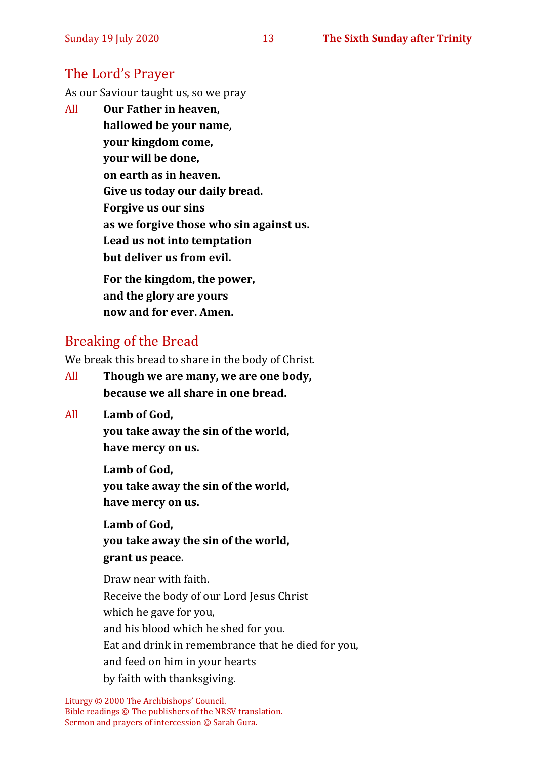## The Lord's Prayer

As our Saviour taught us, so we pray

All **Our Father in heaven,**
**hallowed be your name,**
**your kingdom come,**
**your will be done,**
**on earth as in heaven.**
**Give us today our daily bread.**
**Forgive us our sins**
**as we forgive those who sin against us.**
**Lead us not into temptation**
**but deliver us from evil.**

**For the kingdom, the power,**
**and the glory are yours**
**now and for ever. Amen.**

## Breaking of the Bread

We break this bread to share in the body of Christ.

All **Though we are many, we are one body,**
**because we all share in one bread.**

All **Lamb of God,**
**you take away the sin of the world,**
**have mercy on us.**

**Lamb of God,**
**you take away the sin of the world,**
**have mercy on us.**

**Lamb of God,**
**you take away the sin of the world,**
**grant us peace.**

Draw near with faith.
Receive the body of our Lord Jesus Christ
which he gave for you,
and his blood which he shed for you.
Eat and drink in remembrance that he died for you,
and feed on him in your hearts
by faith with thanksgiving.

Liturgy © 2000 The Archbishops' Council.
Bible readings © The publishers of the NRSV translation.
Sermon and prayers of intercession © Sarah Gura.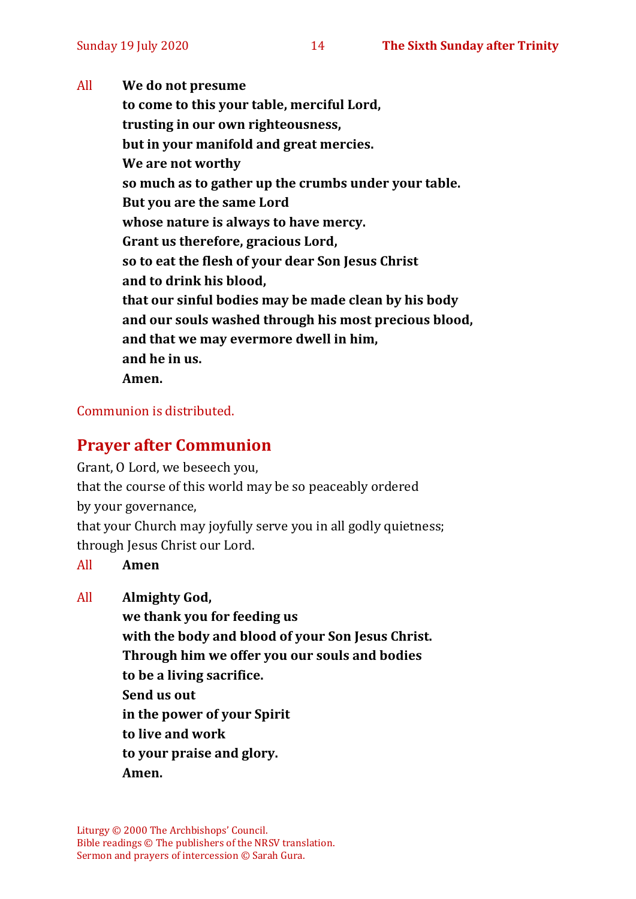All **We do not presume**
**to come to this your table, merciful Lord,**
**trusting in our own righteousness,**
**but in your manifold and great mercies.**
**We are not worthy**
**so much as to gather up the crumbs under your table.**
**But you are the same Lord**
**whose nature is always to have mercy.**
**Grant us therefore, gracious Lord,**
**so to eat the flesh of your dear Son Jesus Christ**
**and to drink his blood,**
**that our sinful bodies may be made clean by his body**
**and our souls washed through his most precious blood,**
**and that we may evermore dwell in him,**
**and he in us.**
**Amen.**

Communion is distributed.

## Prayer after Communion

Grant, O Lord, we beseech you,
that the course of this world may be so peaceably ordered
by your governance,
that your Church may joyfully serve you in all godly quietness;
through Jesus Christ our Lord.

All **Amen**

All **Almighty God,**
**we thank you for feeding us**
**with the body and blood of your Son Jesus Christ.**
**Through him we offer you our souls and bodies**
**to be a living sacrifice.**
**Send us out**
**in the power of your Spirit**
**to live and work**
**to your praise and glory.**
**Amen.**

Liturgy © 2000 The Archbishops' Council.
Bible readings © The publishers of the NRSV translation.
Sermon and prayers of intercession © Sarah Gura.